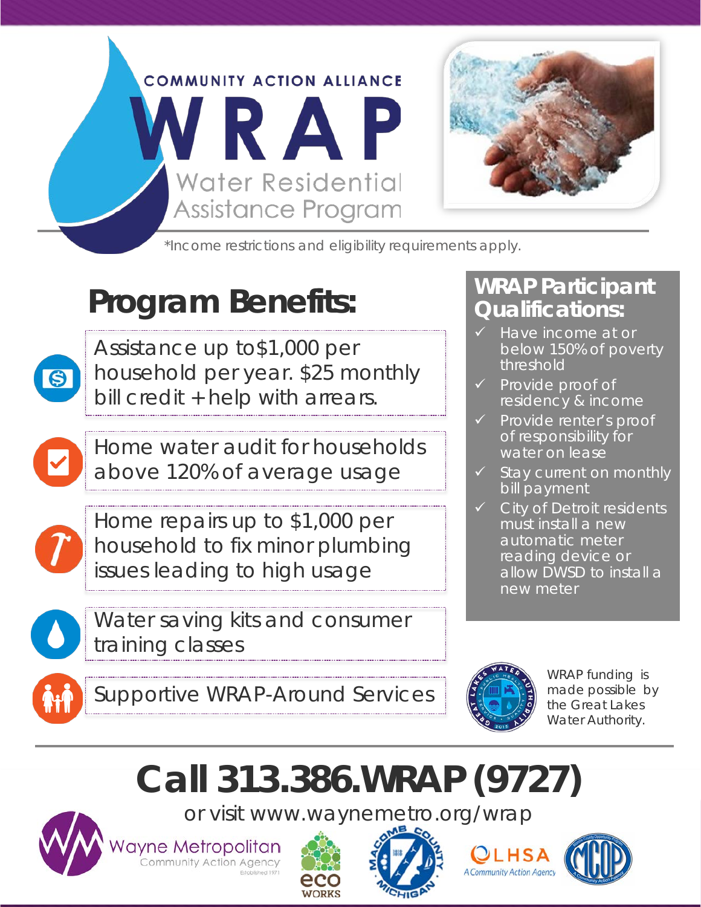COMMUNITY ACTION ALLIANCE

# WRAP

## Water Residential Assistance Program

*Income restrictions and eligibility requirements apply.

## Program Benefits:

- Assistance up to$1,000 per household per year. $25 monthly bill credit + help with arrears.
- Home water audit for households above 120% of average usage
- Home repairs up to $1,000 per household to fix minor plumbing issues leading to high usage
- Water saving kits and consumer training classes
- Supportive WRAP-Around Services

## WRAP Participant Qualifications:

- ✓ Have income at or below 150% of poverty threshold
- ✓ Provide proof of residency & income
- ✓ Provide renter's proof of responsibility for water on lease
- ✓ Stay current on monthly bill payment
- ✓ City of Detroit residents must install a new automatic meter reading device or allow DWSD to install a new meter

WRAP funding is made possible by the Great Lakes Water Authority.

# Call 313.386.WRAP (9727)

or visit www.waynemetro.org/wrap

Wayne Metropolitan Community Action Agency Established 1971

eco WORKS

Macomb County Michigan

OLHSA A Community Action Agency

MCOP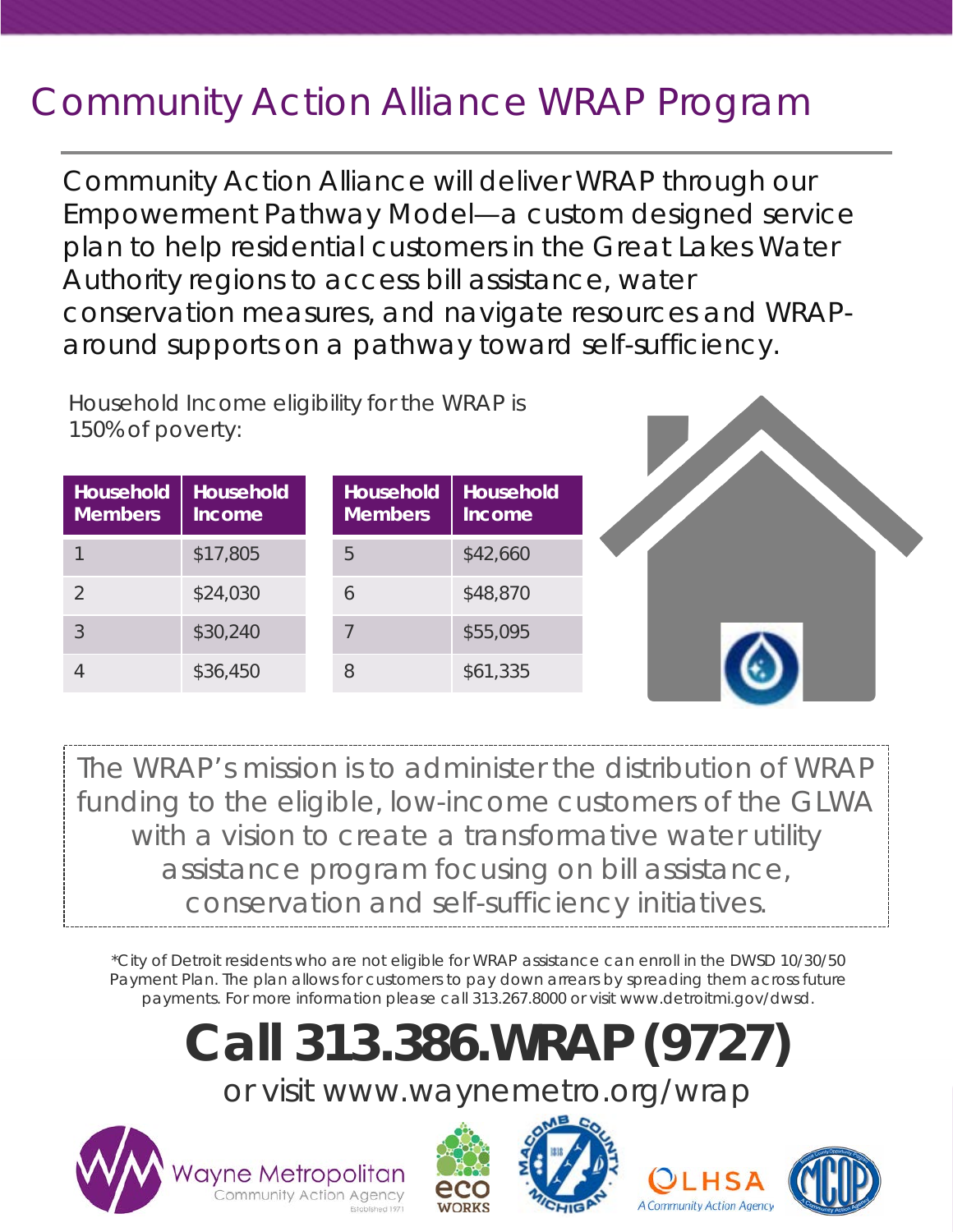# Community Action Alliance WRAP Program

Community Action Alliance will deliver WRAP through our Empowerment Pathway Model—a custom designed service plan to help residential customers in the Great Lakes Water Authority regions to access bill assistance, water conservation measures, and navigate resources and WRAP-around supports on a pathway toward self-sufficiency.

Household Income eligibility for the WRAP is 150% of poverty:

| Household Members | Household Income |
|---|---|
| 1 | $17,805 |
| 2 | $24,030 |
| 3 | $30,240 |
| 4 | $36,450 |
| 5 | $42,660 |
| 6 | $48,870 |
| 7 | $55,095 |
| 8 | $61,335 |

The WRAP's mission is to administer the distribution of WRAP funding to the eligible, low-income customers of the GLWA with a vision to create a transformative water utility assistance program focusing on bill assistance, conservation and self-sufficiency initiatives.

*City of Detroit residents who are not eligible for WRAP assistance can enroll in the DWSD 10/30/50 Payment Plan. The plan allows for customers to pay down arrears by spreading them across future payments. For more information please call 313.267.8000 or visit www.detroitmi.gov/dwsd.

**Call 313.386.WRAP (9727)**

or visit www.waynemetro.org/wrap

Wayne Metropolitan Community Action Agency Established 1971

eco WORKS

Macomb County Michigan

LHSA A Community Action Agency

MCOP